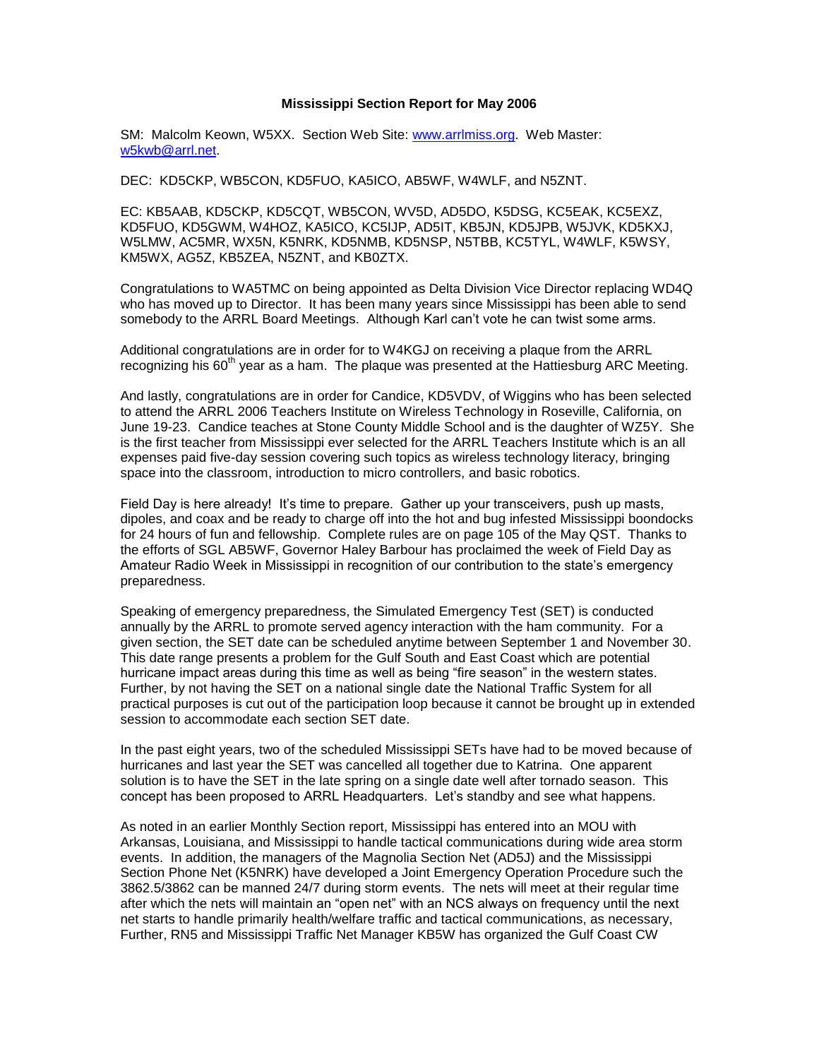**Mississippi Section Report for May 2006**

SM: Malcolm Keown, W5XX. Section Web Site: www.arrlmiss.org. Web Master: w5kwb@arrl.net.

DEC: KD5CKP, WB5CON, KD5FUO, KA5ICO, AB5WF, W4WLF, and N5ZNT.

EC: KB5AAB, KD5CKP, KD5CQT, WB5CON, WV5D, AD5DO, K5DSG, KC5EAK, KC5EXZ, KD5FUO, KD5GWM, W4HOZ, KA5ICO, KC5IJP, AD5IT, KB5JN, KD5JPB, W5JVK, KD5KXJ, W5LMW, AC5MR, WX5N, K5NRK, KD5NMB, KD5NSP, N5TBB, KC5TYL, W4WLF, K5WSY, KM5WX, AG5Z, KB5ZEA, N5ZNT, and KB0ZTX.

Congratulations to WA5TMC on being appointed as Delta Division Vice Director replacing WD4Q who has moved up to Director. It has been many years since Mississippi has been able to send somebody to the ARRL Board Meetings. Although Karl can't vote he can twist some arms.

Additional congratulations are in order for to W4KGJ on receiving a plaque from the ARRL recognizing his 60th year as a ham. The plaque was presented at the Hattiesburg ARC Meeting.

And lastly, congratulations are in order for Candice, KD5VDV, of Wiggins who has been selected to attend the ARRL 2006 Teachers Institute on Wireless Technology in Roseville, California, on June 19-23. Candice teaches at Stone County Middle School and is the daughter of WZ5Y. She is the first teacher from Mississippi ever selected for the ARRL Teachers Institute which is an all expenses paid five-day session covering such topics as wireless technology literacy, bringing space into the classroom, introduction to micro controllers, and basic robotics.

Field Day is here already! It's time to prepare. Gather up your transceivers, push up masts, dipoles, and coax and be ready to charge off into the hot and bug infested Mississippi boondocks for 24 hours of fun and fellowship. Complete rules are on page 105 of the May QST. Thanks to the efforts of SGL AB5WF, Governor Haley Barbour has proclaimed the week of Field Day as Amateur Radio Week in Mississippi in recognition of our contribution to the state's emergency preparedness.

Speaking of emergency preparedness, the Simulated Emergency Test (SET) is conducted annually by the ARRL to promote served agency interaction with the ham community. For a given section, the SET date can be scheduled anytime between September 1 and November 30. This date range presents a problem for the Gulf South and East Coast which are potential hurricane impact areas during this time as well as being "fire season" in the western states. Further, by not having the SET on a national single date the National Traffic System for all practical purposes is cut out of the participation loop because it cannot be brought up in extended session to accommodate each section SET date.

In the past eight years, two of the scheduled Mississippi SETs have had to be moved because of hurricanes and last year the SET was cancelled all together due to Katrina. One apparent solution is to have the SET in the late spring on a single date well after tornado season. This concept has been proposed to ARRL Headquarters. Let's standby and see what happens.

As noted in an earlier Monthly Section report, Mississippi has entered into an MOU with Arkansas, Louisiana, and Mississippi to handle tactical communications during wide area storm events. In addition, the managers of the Magnolia Section Net (AD5J) and the Mississippi Section Phone Net (K5NRK) have developed a Joint Emergency Operation Procedure such the 3862.5/3862 can be manned 24/7 during storm events. The nets will meet at their regular time after which the nets will maintain an "open net" with an NCS always on frequency until the next net starts to handle primarily health/welfare traffic and tactical communications, as necessary, Further, RN5 and Mississippi Traffic Net Manager KB5W has organized the Gulf Coast CW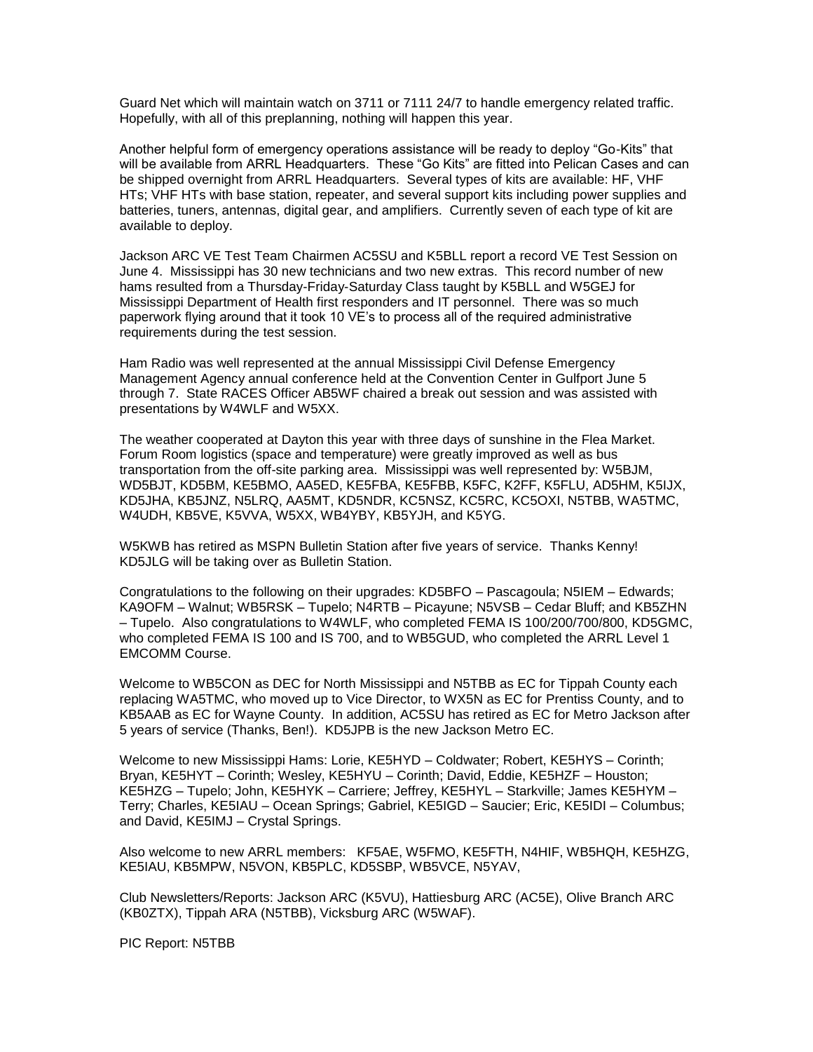Guard Net which will maintain watch on 3711 or 7111 24/7 to handle emergency related traffic. Hopefully, with all of this preplanning, nothing will happen this year.

Another helpful form of emergency operations assistance will be ready to deploy “Go-Kits” that will be available from ARRL Headquarters. These “Go Kits” are fitted into Pelican Cases and can be shipped overnight from ARRL Headquarters. Several types of kits are available: HF, VHF HTs; VHF HTs with base station, repeater, and several support kits including power supplies and batteries, tuners, antennas, digital gear, and amplifiers. Currently seven of each type of kit are available to deploy.

Jackson ARC VE Test Team Chairmen AC5SU and K5BLL report a record VE Test Session on June 4. Mississippi has 30 new technicians and two new extras. This record number of new hams resulted from a Thursday-Friday-Saturday Class taught by K5BLL and W5GEJ for Mississippi Department of Health first responders and IT personnel. There was so much paperwork flying around that it took 10 VE’s to process all of the required administrative requirements during the test session.

Ham Radio was well represented at the annual Mississippi Civil Defense Emergency Management Agency annual conference held at the Convention Center in Gulfport June 5 through 7. State RACES Officer AB5WF chaired a break out session and was assisted with presentations by W4WLF and W5XX.

The weather cooperated at Dayton this year with three days of sunshine in the Flea Market. Forum Room logistics (space and temperature) were greatly improved as well as bus transportation from the off-site parking area. Mississippi was well represented by: W5BJM, WD5BJT, KD5BM, KE5BMO, AA5ED, KE5FBA, KE5FBB, K5FC, K2FF, K5FLU, AD5HM, K5IJX, KD5JHA, KB5JNZ, N5LRQ, AA5MT, KD5NDR, KC5NSZ, KC5RC, KC5OXI, N5TBB, WA5TMC, W4UDH, KB5VE, K5VVA, W5XX, WB4YBY, KB5YJH, and K5YG.

W5KWB has retired as MSPN Bulletin Station after five years of service. Thanks Kenny! KD5JLG will be taking over as Bulletin Station.

Congratulations to the following on their upgrades: KD5BFO – Pascagoula; N5IEM – Edwards; KA9OFM – Walnut; WB5RSK – Tupelo; N4RTB – Picayune; N5VSB – Cedar Bluff; and KB5ZHN – Tupelo. Also congratulations to W4WLF, who completed FEMA IS 100/200/700/800, KD5GMC, who completed FEMA IS 100 and IS 700, and to WB5GUD, who completed the ARRL Level 1 EMCOMM Course.

Welcome to WB5CON as DEC for North Mississippi and N5TBB as EC for Tippah County each replacing WA5TMC, who moved up to Vice Director, to WX5N as EC for Prentiss County, and to KB5AAB as EC for Wayne County. In addition, AC5SU has retired as EC for Metro Jackson after 5 years of service (Thanks, Ben!). KD5JPB is the new Jackson Metro EC.

Welcome to new Mississippi Hams: Lorie, KE5HYD – Coldwater; Robert, KE5HYS – Corinth; Bryan, KE5HYT – Corinth; Wesley, KE5HYU – Corinth; David, Eddie, KE5HZF – Houston; KE5HZG – Tupelo; John, KE5HYK – Carriere; Jeffrey, KE5HYL – Starkville; James KE5HYM – Terry; Charles, KE5IAU – Ocean Springs; Gabriel, KE5IGD – Saucier; Eric, KE5IDI – Columbus; and David, KE5IMJ – Crystal Springs.

Also welcome to new ARRL members: KF5AE, W5FMO, KE5FTH, N4HIF, WB5HQH, KE5HZG, KE5IAU, KB5MPW, N5VON, KB5PLC, KD5SBP, WB5VCE, N5YAV,

Club Newsletters/Reports: Jackson ARC (K5VU), Hattiesburg ARC (AC5E), Olive Branch ARC (KB0ZTX), Tippah ARA (N5TBB), Vicksburg ARC (W5WAF).

PIC Report: N5TBB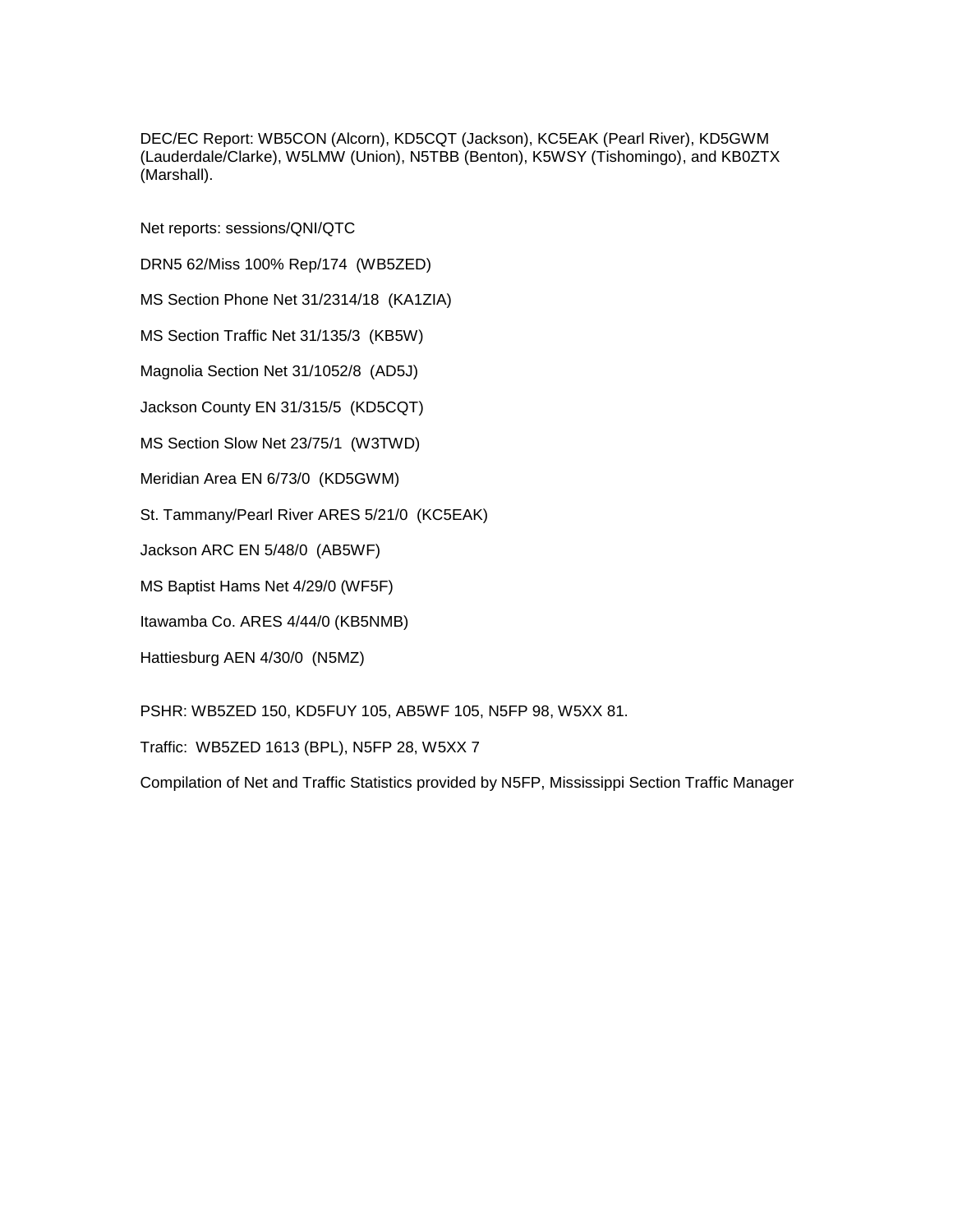DEC/EC Report: WB5CON (Alcorn), KD5CQT (Jackson), KC5EAK (Pearl River), KD5GWM (Lauderdale/Clarke), W5LMW (Union), N5TBB (Benton), K5WSY (Tishomingo), and KB0ZTX (Marshall).

Net reports: sessions/QNI/QTC

DRN5 62/Miss 100% Rep/174 (WB5ZED)

MS Section Phone Net 31/2314/18 (KA1ZIA)

MS Section Traffic Net 31/135/3 (KB5W)

Magnolia Section Net 31/1052/8 (AD5J)

Jackson County EN 31/315/5 (KD5CQT)

MS Section Slow Net 23/75/1 (W3TWD)

Meridian Area EN 6/73/0 (KD5GWM)

St. Tammany/Pearl River ARES 5/21/0 (KC5EAK)

Jackson ARC EN 5/48/0 (AB5WF)

MS Baptist Hams Net 4/29/0 (WF5F)

Itawamba Co. ARES 4/44/0 (KB5NMB)

Hattiesburg AEN 4/30/0 (N5MZ)

PSHR: WB5ZED 150, KD5FUY 105, AB5WF 105, N5FP 98, W5XX 81.

Traffic: WB5ZED 1613 (BPL), N5FP 28, W5XX 7

Compilation of Net and Traffic Statistics provided by N5FP, Mississippi Section Traffic Manager